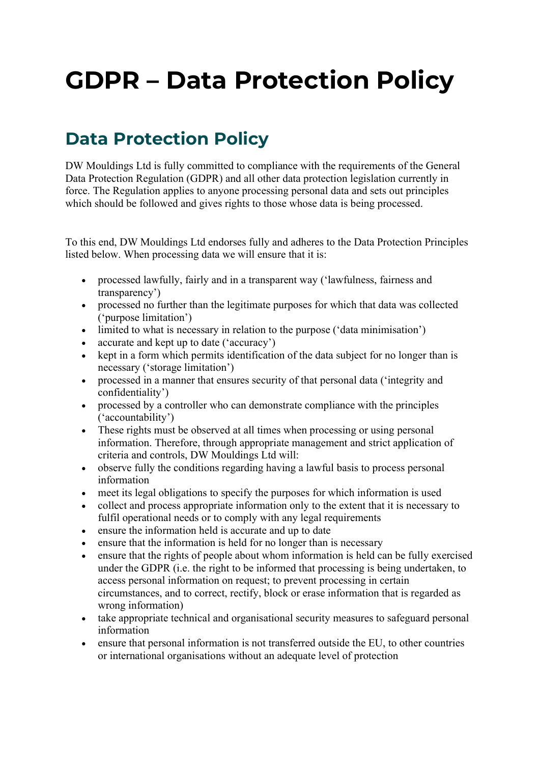# GDPR – Data Protection Policy

## Data Protection Policy

DW Mouldings Ltd is fully committed to compliance with the requirements of the General Data Protection Regulation (GDPR) and all other data protection legislation currently in force. The Regulation applies to anyone processing personal data and sets out principles which should be followed and gives rights to those whose data is being processed.

To this end, DW Mouldings Ltd endorses fully and adheres to the Data Protection Principles listed below. When processing data we will ensure that it is:

- processed lawfully, fairly and in a transparent way ('lawfulness, fairness and transparency')
- processed no further than the legitimate purposes for which that data was collected ('purpose limitation')
- limited to what is necessary in relation to the purpose ('data minimisation')
- accurate and kept up to date ('accuracy')
- kept in a form which permits identification of the data subject for no longer than is necessary ('storage limitation')
- processed in a manner that ensures security of that personal data ('integrity and confidentiality')
- processed by a controller who can demonstrate compliance with the principles ('accountability')
- These rights must be observed at all times when processing or using personal information. Therefore, through appropriate management and strict application of criteria and controls, DW Mouldings Ltd will:
- observe fully the conditions regarding having a lawful basis to process personal information
- meet its legal obligations to specify the purposes for which information is used
- collect and process appropriate information only to the extent that it is necessary to fulfil operational needs or to comply with any legal requirements
- ensure the information held is accurate and up to date
- ensure that the information is held for no longer than is necessary
- ensure that the rights of people about whom information is held can be fully exercised under the GDPR (i.e. the right to be informed that processing is being undertaken, to access personal information on request; to prevent processing in certain circumstances, and to correct, rectify, block or erase information that is regarded as wrong information)
- take appropriate technical and organisational security measures to safeguard personal information
- ensure that personal information is not transferred outside the EU, to other countries or international organisations without an adequate level of protection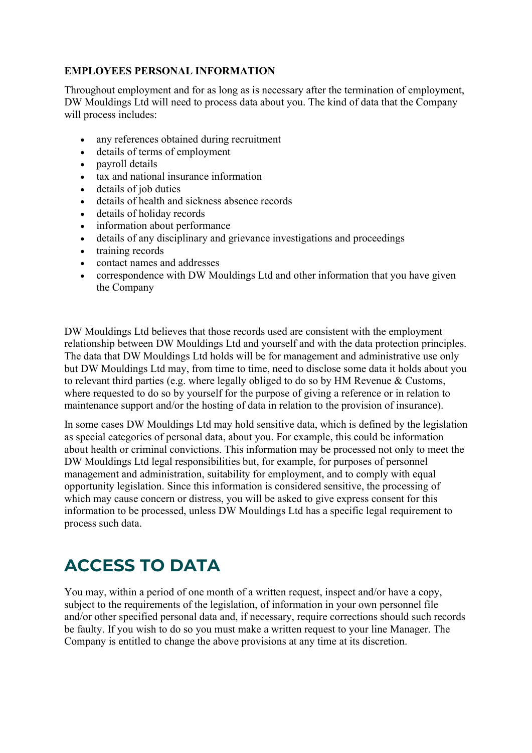**EMPLOYEES PERSONAL INFORMATION**

Throughout employment and for as long as is necessary after the termination of employment, DW Mouldings Ltd will need to process data about you. The kind of data that the Company will process includes:

- any references obtained during recruitment
- details of terms of employment
- payroll details
- tax and national insurance information
- details of job duties
- details of health and sickness absence records
- details of holiday records
- information about performance
- details of any disciplinary and grievance investigations and proceedings
- training records
- contact names and addresses
- correspondence with DW Mouldings Ltd and other information that you have given the Company

DW Mouldings Ltd believes that those records used are consistent with the employment relationship between DW Mouldings Ltd and yourself and with the data protection principles. The data that DW Mouldings Ltd holds will be for management and administrative use only but DW Mouldings Ltd may, from time to time, need to disclose some data it holds about you to relevant third parties (e.g. where legally obliged to do so by HM Revenue & Customs, where requested to do so by yourself for the purpose of giving a reference or in relation to maintenance support and/or the hosting of data in relation to the provision of insurance).

In some cases DW Mouldings Ltd may hold sensitive data, which is defined by the legislation as special categories of personal data, about you. For example, this could be information about health or criminal convictions. This information may be processed not only to meet the DW Mouldings Ltd legal responsibilities but, for example, for purposes of personnel management and administration, suitability for employment, and to comply with equal opportunity legislation. Since this information is considered sensitive, the processing of which may cause concern or distress, you will be asked to give express consent for this information to be processed, unless DW Mouldings Ltd has a specific legal requirement to process such data.

# ACCESS TO DATA

You may, within a period of one month of a written request, inspect and/or have a copy, subject to the requirements of the legislation, of information in your own personnel file and/or other specified personal data and, if necessary, require corrections should such records be faulty. If you wish to do so you must make a written request to your line Manager. The Company is entitled to change the above provisions at any time at its discretion.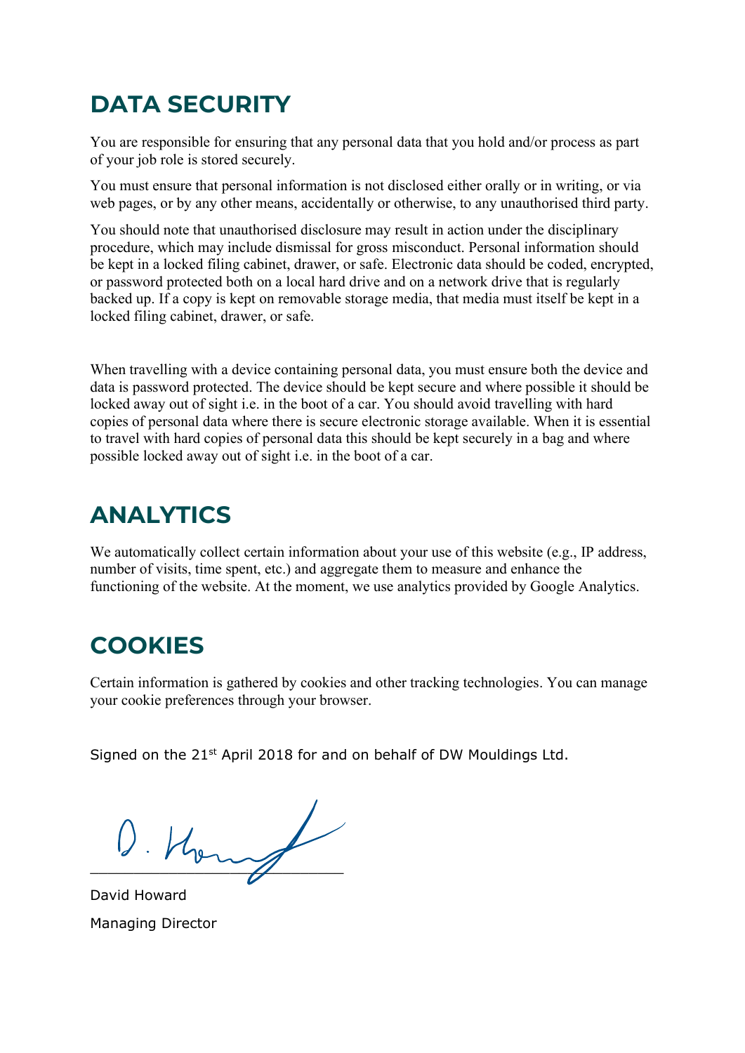## DATA SECURITY

You are responsible for ensuring that any personal data that you hold and/or process as part of your job role is stored securely.

You must ensure that personal information is not disclosed either orally or in writing, or via web pages, or by any other means, accidentally or otherwise, to any unauthorised third party.

You should note that unauthorised disclosure may result in action under the disciplinary procedure, which may include dismissal for gross misconduct. Personal information should be kept in a locked filing cabinet, drawer, or safe. Electronic data should be coded, encrypted, or password protected both on a local hard drive and on a network drive that is regularly backed up. If a copy is kept on removable storage media, that media must itself be kept in a locked filing cabinet, drawer, or safe.

When travelling with a device containing personal data, you must ensure both the device and data is password protected. The device should be kept secure and where possible it should be locked away out of sight i.e. in the boot of a car. You should avoid travelling with hard copies of personal data where there is secure electronic storage available. When it is essential to travel with hard copies of personal data this should be kept securely in a bag and where possible locked away out of sight i.e. in the boot of a car.

## ANALYTICS

We automatically collect certain information about your use of this website (e.g., IP address, number of visits, time spent, etc.) and aggregate them to measure and enhance the functioning of the website. At the moment, we use analytics provided by Google Analytics.

## COOKIES

Certain information is gathered by cookies and other tracking technologies. You can manage your cookie preferences through your browser.

Signed on the 21st April 2018 for and on behalf of DW Mouldings Ltd.

D. Howard

David Howard

Managing Director